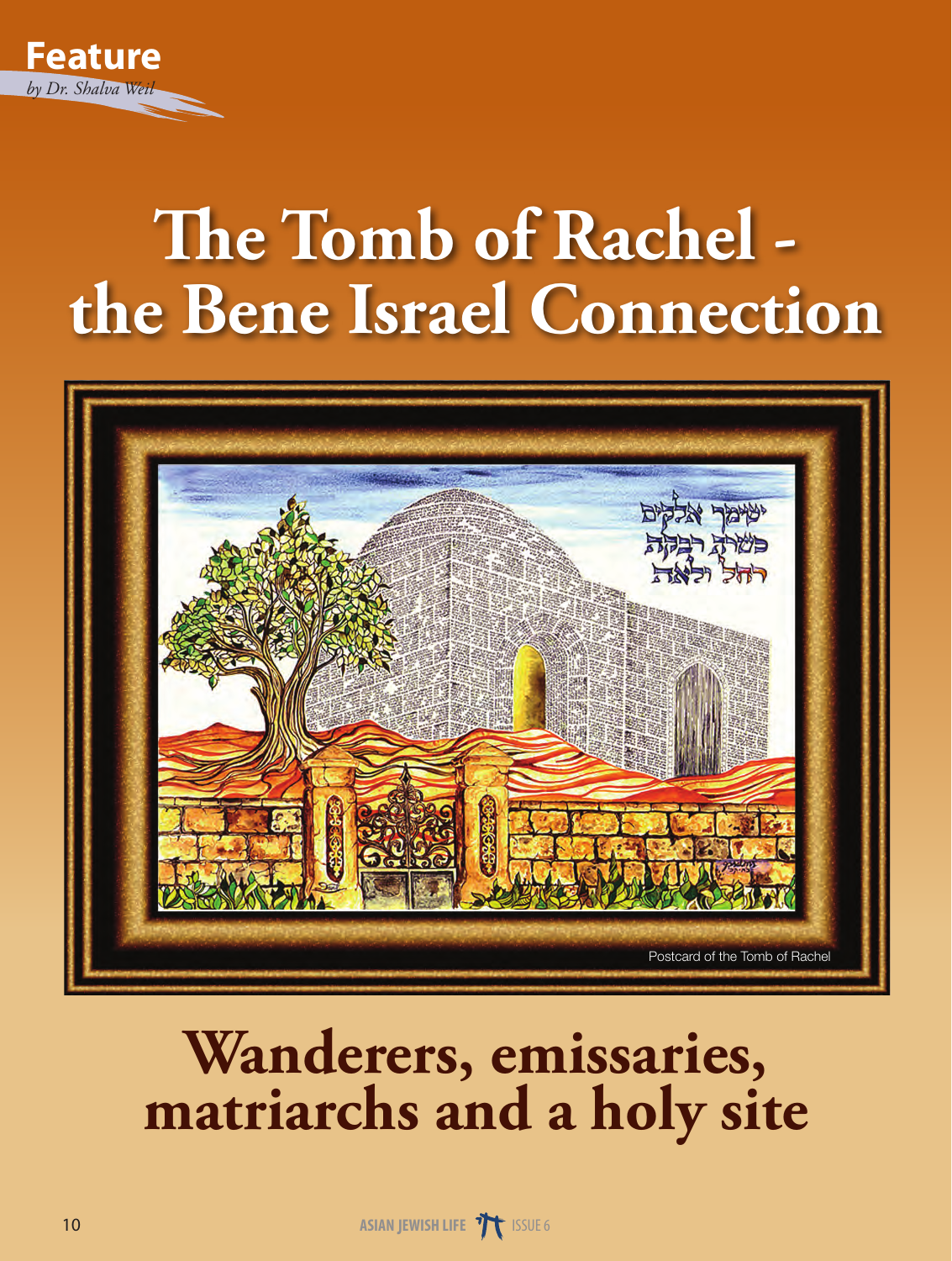Feature

*by Dr. Shalva Weil*

# The Tomb of Rachel - the Bene Israel Connection

Postcard of the Tomb of Rachel

## Wanderers, emissaries, matriarchs and a holy site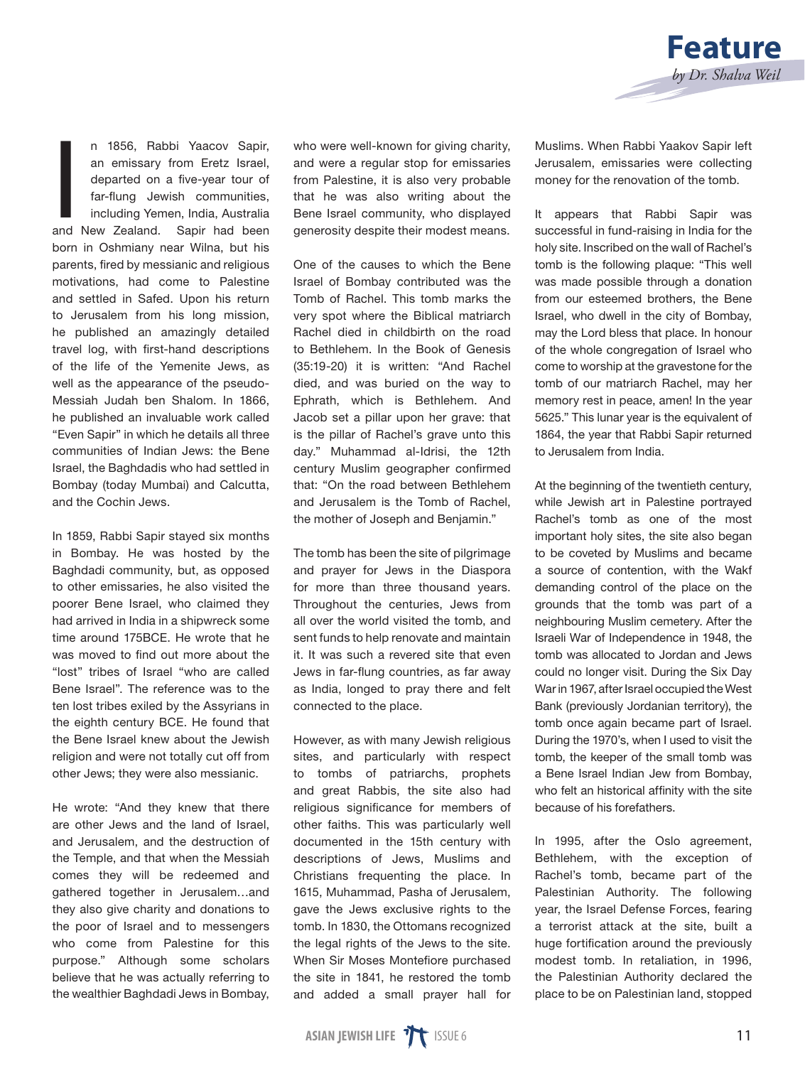# Feature

*by Dr. Shalva Weil*

In 1856, Rabbi Yaacov Sapir, an emissary from Eretz Israel, departed on a five-year tour of far-flung Jewish communities, including Yemen, India, Australia and New Zealand. Sapir had been born in Oshmiany near Wilna, but his parents, fired by messianic and religious motivations, had come to Palestine and settled in Safed. Upon his return to Jerusalem from his long mission, he published an amazingly detailed travel log, with first-hand descriptions of the life of the Yemenite Jews, as well as the appearance of the pseudo-Messiah Judah ben Shalom. In 1866, he published an invaluable work called "Even Sapir" in which he details all three communities of Indian Jews: the Bene Israel, the Baghdadis who had settled in Bombay (today Mumbai) and Calcutta, and the Cochin Jews.

In 1859, Rabbi Sapir stayed six months in Bombay. He was hosted by the Baghdadi community, but, as opposed to other emissaries, he also visited the poorer Bene Israel, who claimed they had arrived in India in a shipwreck some time around 175BCE. He wrote that he was moved to find out more about the "lost" tribes of Israel "who are called Bene Israel". The reference was to the ten lost tribes exiled by the Assyrians in the eighth century BCE. He found that the Bene Israel knew about the Jewish religion and were not totally cut off from other Jews; they were also messianic.

He wrote: "And they knew that there are other Jews and the land of Israel, and Jerusalem, and the destruction of the Temple, and that when the Messiah comes they will be redeemed and gathered together in Jerusalem…and they also give charity and donations to the poor of Israel and to messengers who come from Palestine for this purpose." Although some scholars believe that he was actually referring to the wealthier Baghdadi Jews in Bombay, who were well-known for giving charity, and were a regular stop for emissaries from Palestine, it is also very probable that he was also writing about the Bene Israel community, who displayed generosity despite their modest means.

One of the causes to which the Bene Israel of Bombay contributed was the Tomb of Rachel. This tomb marks the very spot where the Biblical matriarch Rachel died in childbirth on the road to Bethlehem. In the Book of Genesis (35:19-20) it is written: "And Rachel died, and was buried on the way to Ephrath, which is Bethlehem. And Jacob set a pillar upon her grave: that is the pillar of Rachel's grave unto this day." Muhammad al-Idrisi, the 12th century Muslim geographer confirmed that: "On the road between Bethlehem and Jerusalem is the Tomb of Rachel, the mother of Joseph and Benjamin."

The tomb has been the site of pilgrimage and prayer for Jews in the Diaspora for more than three thousand years. Throughout the centuries, Jews from all over the world visited the tomb, and sent funds to help renovate and maintain it. It was such a revered site that even Jews in far-flung countries, as far away as India, longed to pray there and felt connected to the place.

However, as with many Jewish religious sites, and particularly with respect to tombs of patriarchs, prophets and great Rabbis, the site also had religious significance for members of other faiths. This was particularly well documented in the 15th century with descriptions of Jews, Muslims and Christians frequenting the place. In 1615, Muhammad, Pasha of Jerusalem, gave the Jews exclusive rights to the tomb. In 1830, the Ottomans recognized the legal rights of the Jews to the site. When Sir Moses Montefiore purchased the site in 1841, he restored the tomb and added a small prayer hall for Muslims. When Rabbi Yaakov Sapir left Jerusalem, emissaries were collecting money for the renovation of the tomb.

It appears that Rabbi Sapir was successful in fund-raising in India for the holy site. Inscribed on the wall of Rachel's tomb is the following plaque: "This well was made possible through a donation from our esteemed brothers, the Bene Israel, who dwell in the city of Bombay, may the Lord bless that place. In honour of the whole congregation of Israel who come to worship at the gravestone for the tomb of our matriarch Rachel, may her memory rest in peace, amen! In the year 5625." This lunar year is the equivalent of 1864, the year that Rabbi Sapir returned to Jerusalem from India.

At the beginning of the twentieth century, while Jewish art in Palestine portrayed Rachel's tomb as one of the most important holy sites, the site also began to be coveted by Muslims and became a source of contention, with the Wakf demanding control of the place on the grounds that the tomb was part of a neighbouring Muslim cemetery. After the Israeli War of Independence in 1948, the tomb was allocated to Jordan and Jews could no longer visit. During the Six Day War in 1967, after Israel occupied the West Bank (previously Jordanian territory), the tomb once again became part of Israel. During the 1970's, when I used to visit the tomb, the keeper of the small tomb was a Bene Israel Indian Jew from Bombay, who felt an historical affinity with the site because of his forefathers.

In 1995, after the Oslo agreement, Bethlehem, with the exception of Rachel's tomb, became part of the Palestinian Authority. The following year, the Israel Defense Forces, fearing a terrorist attack at the site, built a huge fortification around the previously modest tomb. In retaliation, in 1996, the Palestinian Authority declared the place to be on Palestinian land, stopped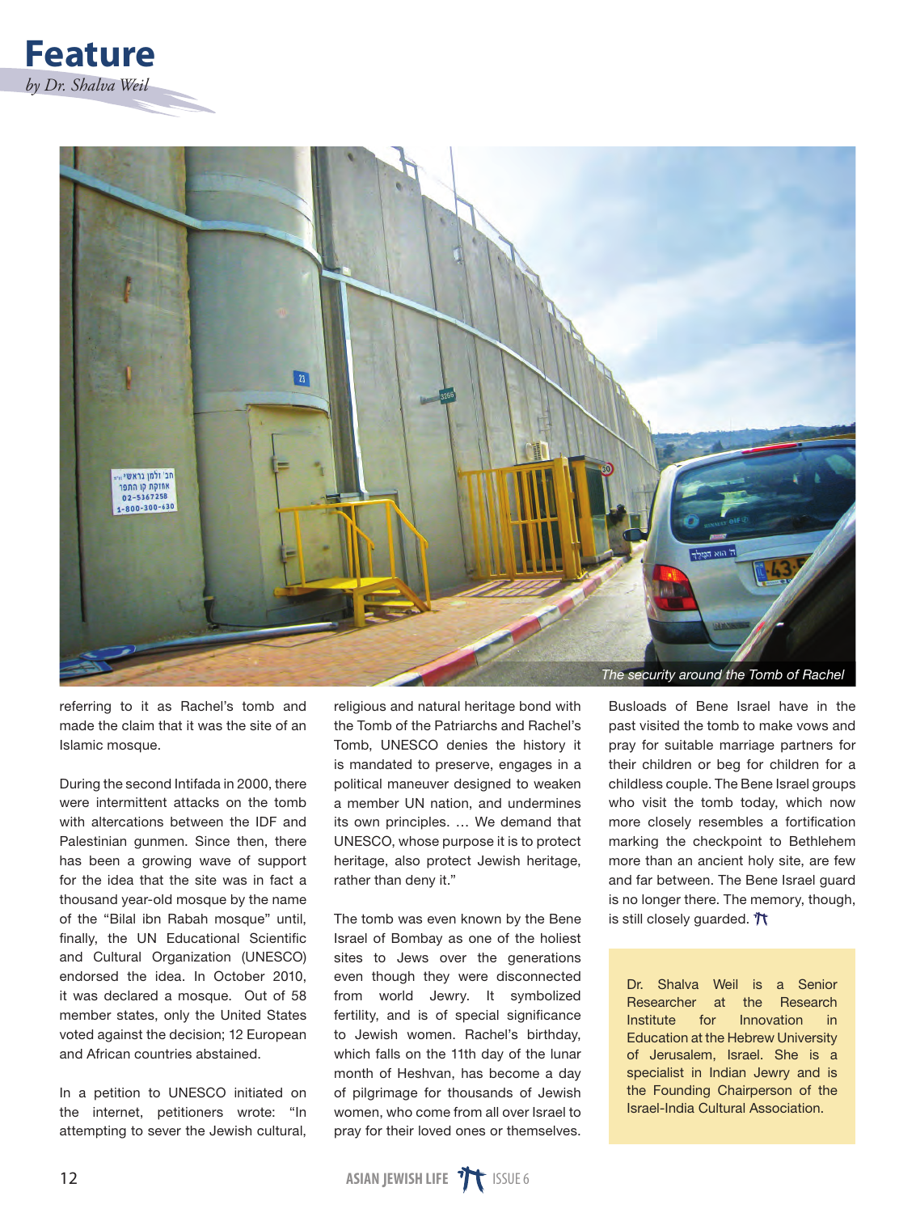# Feature

*by Dr. Shalva Weil*

The security around the Tomb of Rachel

referring to it as Rachel's tomb and made the claim that it was the site of an Islamic mosque.

During the second Intifada in 2000, there were intermittent attacks on the tomb with altercations between the IDF and Palestinian gunmen. Since then, there has been a growing wave of support for the idea that the site was in fact a thousand year-old mosque by the name of the "Bilal ibn Rabah mosque" until, finally, the UN Educational Scientific and Cultural Organization (UNESCO) endorsed the idea. In October 2010, it was declared a mosque. Out of 58 member states, only the United States voted against the decision; 12 European and African countries abstained.

In a petition to UNESCO initiated on the internet, petitioners wrote: "In attempting to sever the Jewish cultural, religious and natural heritage bond with the Tomb of the Patriarchs and Rachel's Tomb, UNESCO denies the history it is mandated to preserve, engages in a political maneuver designed to weaken a member UN nation, and undermines its own principles. … We demand that UNESCO, whose purpose it is to protect heritage, also protect Jewish heritage, rather than deny it."

The tomb was even known by the Bene Israel of Bombay as one of the holiest sites to Jews over the generations even though they were disconnected from world Jewry. It symbolized fertility, and is of special significance to Jewish women. Rachel's birthday, which falls on the 11th day of the lunar month of Heshvan, has become a day of pilgrimage for thousands of Jewish women, who come from all over Israel to pray for their loved ones or themselves.

Busloads of Bene Israel have in the past visited the tomb to make vows and pray for suitable marriage partners for their children or beg for children for a childless couple. The Bene Israel groups who visit the tomb today, which now more closely resembles a fortification marking the checkpoint to Bethlehem more than an ancient holy site, are few and far between. The Bene Israel guard is no longer there. The memory, though, is still closely guarded.

Dr. Shalva Weil is a Senior Researcher at the Research Institute for Innovation in Education at the Hebrew University of Jerusalem, Israel. She is a specialist in Indian Jewry and is the Founding Chairperson of the Israel-India Cultural Association.